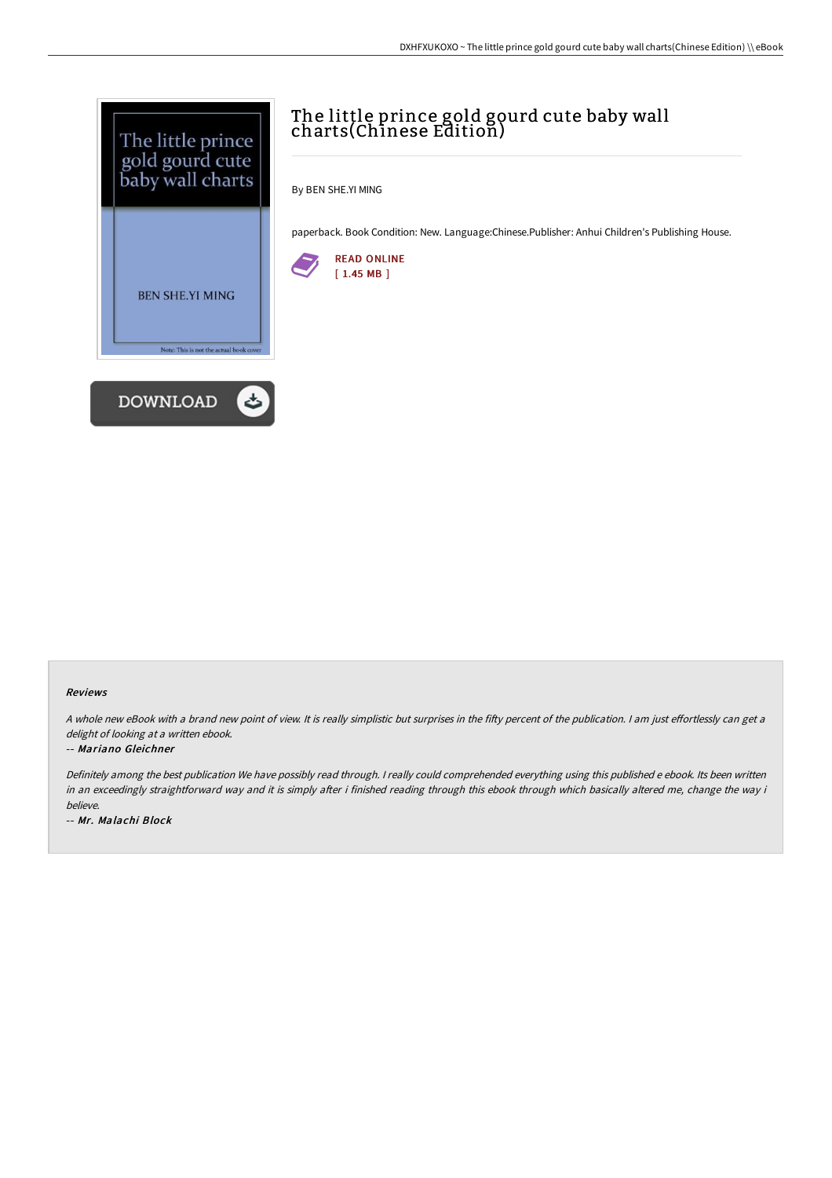# The little prince gold gourd cute baby wall charts(Chinese Edition)

By BEN SHE.YI MING

paperback. Book Condition: New. Language:Chinese.Publisher: Anhui Children's Publishing House.

READ ONLINE
[ 1.45 MB ]

DOWNLOAD

### Reviews

*A whole new eBook with a brand new point of view. It is really simplistic but surprises in the fifty percent of the publication. I am just effortlessly can get a delight of looking at a written ebook.*

-- ***Mariano Gleichner***

*Definitely among the best publication We have possibly read through. I really could comprehended everything using this published e ebook. Its been written in an exceedingly straightforward way and it is simply after i finished reading through this ebook through which basically altered me, change the way i believe.*

-- ***Mr. Malachi Block***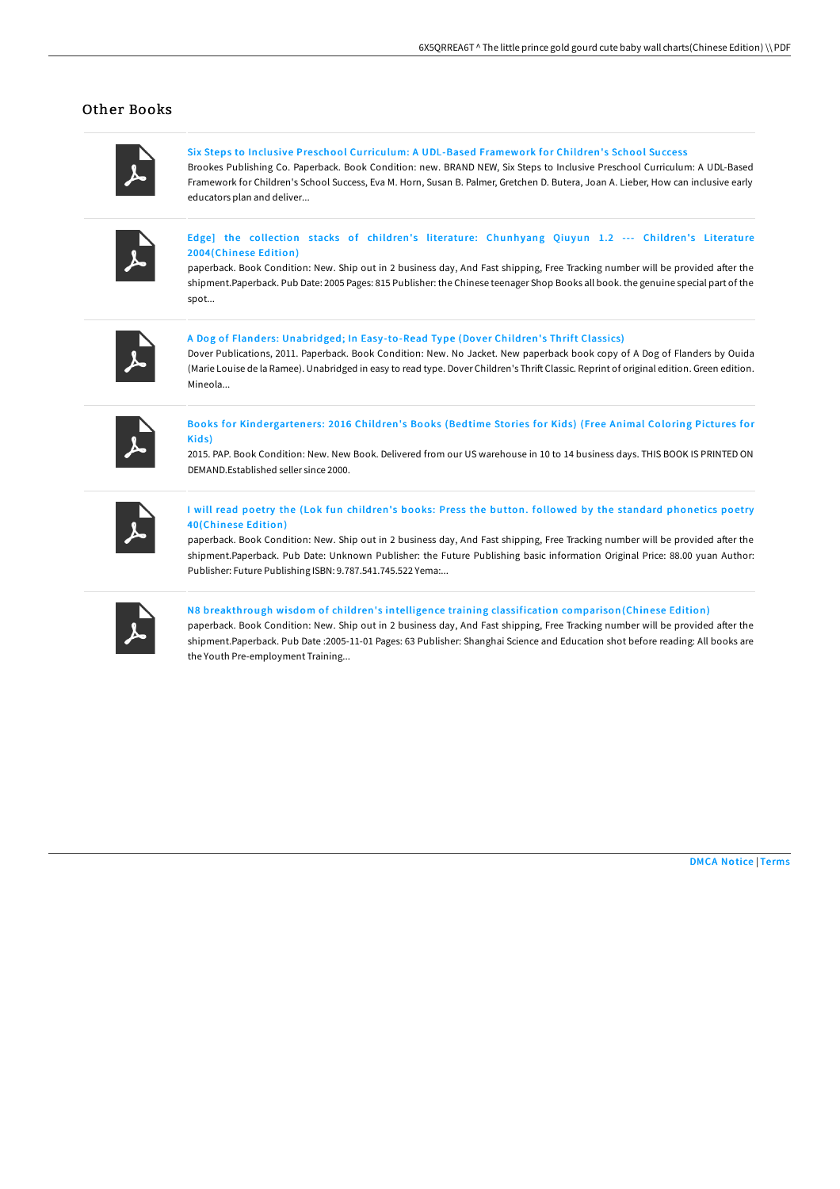## Other Books

**Six Steps to Inclusive Preschool Curriculum: A UDL-Based Framework for Children's School Success**

Brookes Publishing Co. Paperback. Book Condition: new. BRAND NEW, Six Steps to Inclusive Preschool Curriculum: A UDL-Based Framework for Children's School Success, Eva M. Horn, Susan B. Palmer, Gretchen D. Butera, Joan A. Lieber, How can inclusive early educators plan and deliver...

**Edge] the collection stacks of children's literature: Chunhyang Qiuyun 1.2 --- Children's Literature 2004(Chinese Edition)**

paperback. Book Condition: New. Ship out in 2 business day, And Fast shipping, Free Tracking number will be provided after the shipment.Paperback. Pub Date: 2005 Pages: 815 Publisher: the Chinese teenager Shop Books all book. the genuine special part of the spot...

**A Dog of Flanders: Unabridged; In Easy-to-Read Type (Dover Children's Thrift Classics)**

Dover Publications, 2011. Paperback. Book Condition: New. No Jacket. New paperback book copy of A Dog of Flanders by Ouida (Marie Louise de la Ramee). Unabridged in easy to read type. Dover Children's Thrift Classic. Reprint of original edition. Green edition. Mineola...

**Books for Kindergarteners: 2016 Children's Books (Bedtime Stories for Kids) (Free Animal Coloring Pictures for Kids)**

2015. PAP. Book Condition: New. New Book. Delivered from our US warehouse in 10 to 14 business days. THIS BOOK IS PRINTED ON DEMAND.Established seller since 2000.

**I will read poetry the (Lok fun children's books: Press the button. followed by the standard phonetics poetry 40(Chinese Edition)**

paperback. Book Condition: New. Ship out in 2 business day, And Fast shipping, Free Tracking number will be provided after the shipment.Paperback. Pub Date: Unknown Publisher: the Future Publishing basic information Original Price: 88.00 yuan Author: Publisher: Future Publishing ISBN: 9.787.541.745.522 Yema:...

**N8 breakthrough wisdom of children's intelligence training classification comparison(Chinese Edition)**

paperback. Book Condition: New. Ship out in 2 business day, And Fast shipping, Free Tracking number will be provided after the shipment.Paperback. Pub Date :2005-11-01 Pages: 63 Publisher: Shanghai Science and Education shot before reading: All books are the Youth Pre-employment Training...